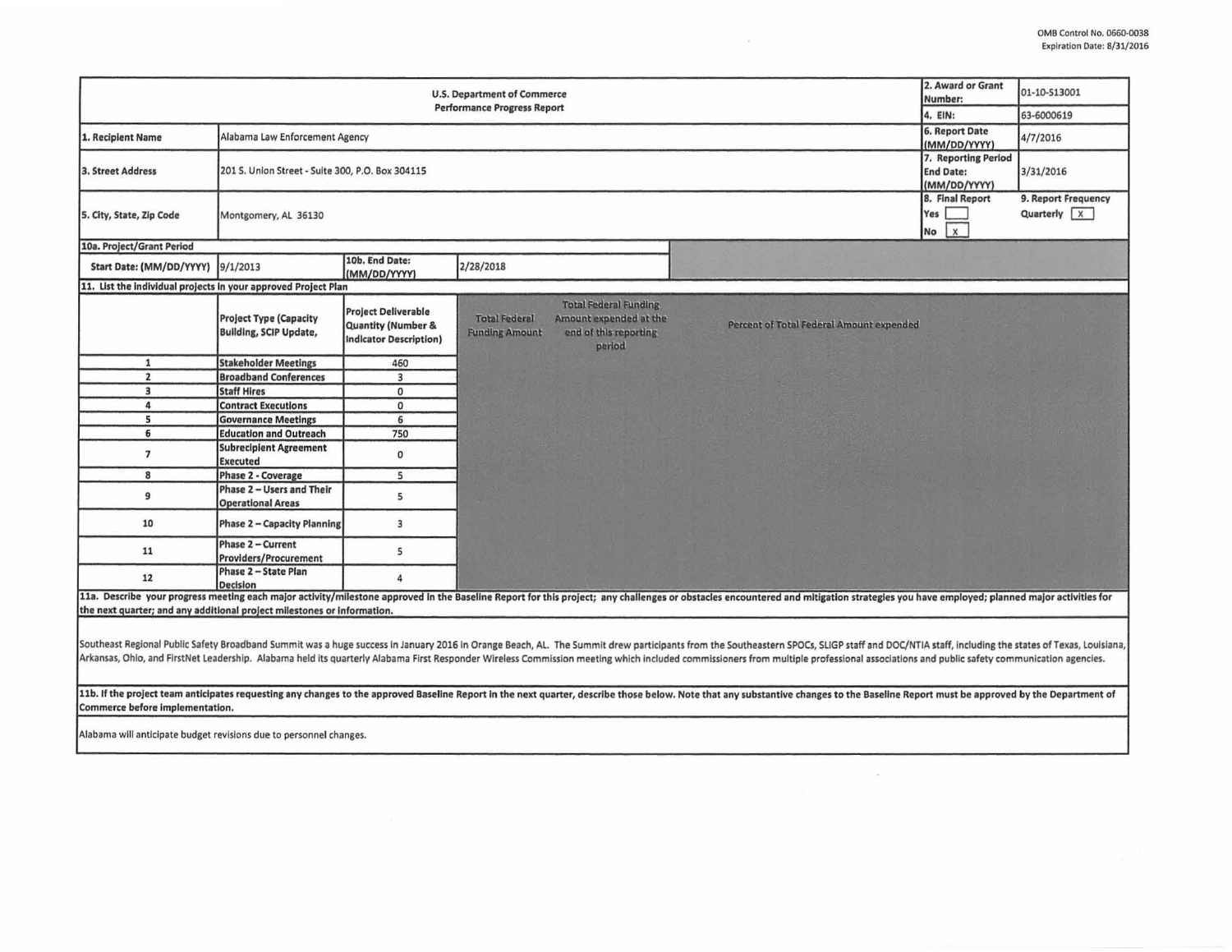OMB Control No. 0660-0038
Expiration Date: 8/31/2016

| U.S. Department of Commerce<br>Performance Progress Report | | | | | 2. Award or Grant Number: | 01-10-S13001 |
|---|---|---|---|---|---|---|
| | | | | | 4. EIN: | 63-6000619 |
| 1. Recipient Name | Alabama Law Enforcement Agency | | | | 6. Report Date (MM/DD/YYYY) | 4/7/2016 |
| 3. Street Address | 201 S. Union Street - Suite 300, P.O. Box 304115 | | | | 7. Reporting Period End Date: (MM/DD/YYYY) | 3/31/2016 |
| 5. City, State, Zip Code | Montgomery, AL 36130 | | | | 8. Final Report<br>Yes [ ]<br>No [X] | 9. Report Frequency<br>Quarterly [X] |
| 10a. Project/Grant Period | | | | | | |
| Start Date: (MM/DD/YYYY) | 9/1/2013 | 10b. End Date: (MM/DD/YYYY) | 2/28/2018 | | | |

11. List the individual projects in your approved Project Plan

| | Project Type (Capacity Building, SCIP Update, | Project Deliverable Quantity (Number & Indicator Description) | Total Federal Funding Amount | Total Federal Funding Amount expended at the end of this reporting period | Percent of Total Federal Amount expended |
|---|---|---|---|---|---|
| 1 | Stakeholder Meetings | 460 | | | |
| 2 | Broadband Conferences | 3 | | | |
| 3 | Staff Hires | 0 | | | |
| 4 | Contract Executions | 0 | | | |
| 5 | Governance Meetings | 6 | | | |
| 6 | Education and Outreach | 750 | | | |
| 7 | Subrecipient Agreement Executed | 0 | | | |
| 8 | Phase 2 - Coverage | 5 | | | |
| 9 | Phase 2 – Users and Their Operational Areas | 5 | | | |
| 10 | Phase 2 – Capacity Planning | 3 | | | |
| 11 | Phase 2 – Current Providers/Procurement | 5 | | | |
| 12 | Phase 2 – State Plan Decision | 4 | | | |

**11a. Describe your progress meeting each major activity/milestone approved in the Baseline Report for this project; any challenges or obstacles encountered and mitigation strategies you have employed; planned major activities for the next quarter; and any additional project milestones or information.**

Southeast Regional Public Safety Broadband Summit was a huge success in January 2016 in Orange Beach, AL. The Summit drew participants from the Southeastern SPOCs, SLIGP staff and DOC/NTIA staff, including the states of Texas, Louisiana, Arkansas, Ohio, and FirstNet Leadership. Alabama held its quarterly Alabama First Responder Wireless Commission meeting which included commissioners from multiple professional associations and public safety communication agencies.

**11b. If the project team anticipates requesting any changes to the approved Baseline Report in the next quarter, describe those below. Note that any substantive changes to the Baseline Report must be approved by the Department of Commerce before implementation.**

Alabama will anticipate budget revisions due to personnel changes.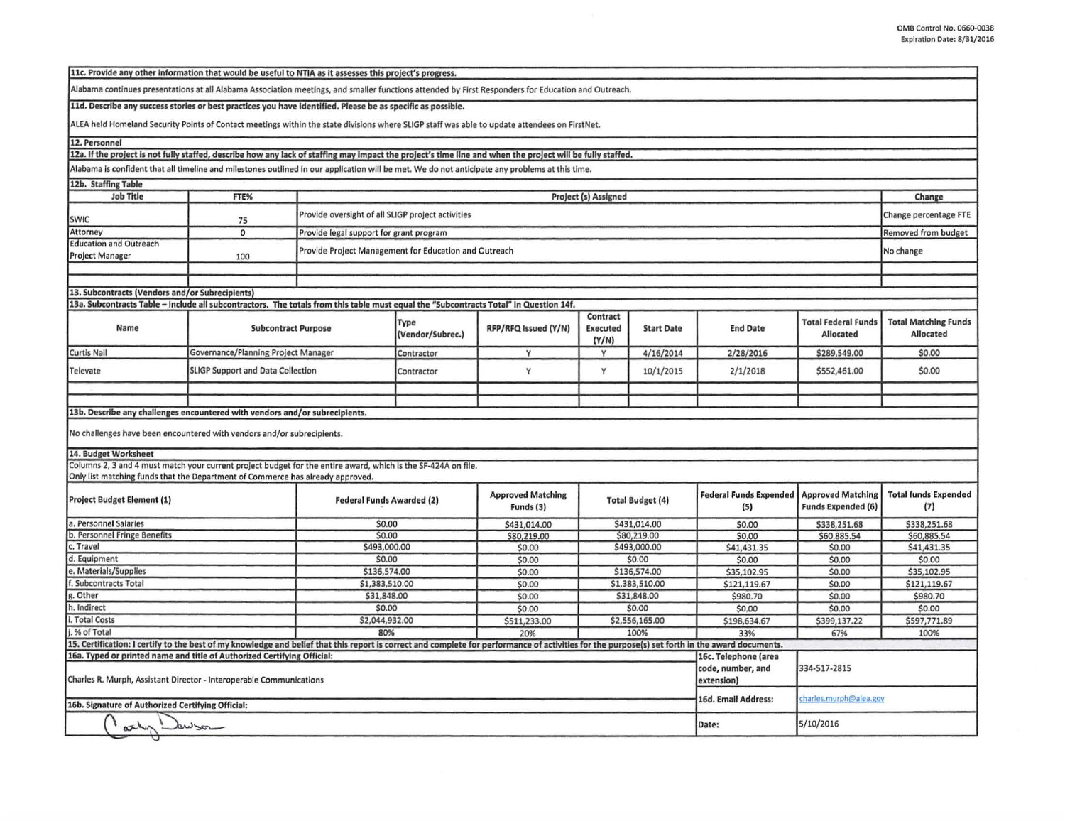**11c. Provide any other information that would be useful to NTIA as it assesses this project's progress.**

Alabama continues presentations at all Alabama Association meetings, and smaller functions attended by First Responders for Education and Outreach.

**11d. Describe any success stories or best practices you have identified. Please be as specific as possible.**

ALEA held Homeland Security Points of Contact meetings within the state divisions where SLIGP staff was able to update attendees on FirstNet.

**12. Personnel**

**12a. If the project is not fully staffed, describe how any lack of staffing may impact the project's time line and when the project will be fully staffed.**

Alabama is confident that all timeline and milestones outlined in our application will be met. We do not anticipate any problems at this time.

**12b. Staffing Table**

| Job Title | FTE% | Project (s) Assigned | Change |
|---|---|---|---|
| SWIC | 75 | Provide oversight of all SLIGP project activities | Change percentage FTE |
| Attorney | 0 | Provide legal support for grant program | Removed from budget |
| Education and Outreach Project Manager | 100 | Provide Project Management for Education and Outreach | No change |
| | | | |
| | | | |

**13. Subcontracts (Vendors and/or Subrecipients)**

**13a. Subcontracts Table – Include all subcontractors. The totals from this table must equal the "Subcontracts Total" in Question 14f.**

| Name | Subcontract Purpose | Type (Vendor/Subrec.) | RFP/RFQ Issued (Y/N) | Contract Executed (Y/N) | Start Date | End Date | Total Federal Funds Allocated | Total Matching Funds Allocated |
|---|---|---|---|---|---|---|---|---|
| Curtis Nail | Governance/Planning Project Manager | Contractor | Y | Y | 4/16/2014 | 2/28/2016 | $289,549.00 | $0.00 |
| Televate | SLIGP Support and Data Collection | Contractor | Y | Y | 10/1/2015 | 2/1/2018 | $552,461.00 | $0.00 |
| | | | | | | | | |
| | | | | | | | | |

**13b. Describe any challenges encountered with vendors and/or subrecipients.**

No challenges have been encountered with vendors and/or subrecipients.

**14. Budget Worksheet**

Columns 2, 3 and 4 must match your current project budget for the entire award, which is the SF-424A on file.
Only list matching funds that the Department of Commerce has already approved.

| Project Budget Element (1) | Federal Funds Awarded (2) | Approved Matching Funds (3) | Total Budget (4) | Federal Funds Expended (5) | Approved Matching Funds Expended (6) | Total funds Expended (7) |
|---|---|---|---|---|---|---|
| a. Personnel Salaries | $0.00 | $431,014.00 | $431,014.00 | $0.00 | $338,251.68 | $338,251.68 |
| b. Personnel Fringe Benefits | $0.00 | $80,219.00 | $80,219.00 | $0.00 | $60,885.54 | $60,885.54 |
| c. Travel | $493,000.00 | $0.00 | $493,000.00 | $41,431.35 | $0.00 | $41,431.35 |
| d. Equipment | $0.00 | $0.00 | $0.00 | $0.00 | $0.00 | $0.00 |
| e. Materials/Supplies | $136,574.00 | $0.00 | $136,574.00 | $35,102.95 | $0.00 | $35,102.95 |
| f. Subcontracts Total | $1,383,510.00 | $0.00 | $1,383,510.00 | $121,119.67 | $0.00 | $121,119.67 |
| g. Other | $31,848.00 | $0.00 | $31,848.00 | $980.70 | $0.00 | $980.70 |
| h. Indirect | $0.00 | $0.00 | $0.00 | $0.00 | $0.00 | $0.00 |
| i. Total Costs | $2,044,932.00 | $511,233.00 | $2,556,165.00 | $198,634.67 | $399,137.22 | $597,771.89 |
| j. % of Total | 80% | 20% | 100% | 33% | 67% | 100% |

**15. Certification: I certify to the best of my knowledge and belief that this report is correct and complete for performance of activities for the purpose(s) set forth in the award documents.**

| | | |
|---|---|---|
| **16a. Typed or printed name and title of Authorized Certifying Official:** Charles R. Murph, Assistant Director - Interoperable Communications | **16c. Telephone (area code, number, and extension)** | 334-517-2815 |
| | **16d. Email Address:** | charles.murph@alea.gov |
| **16b. Signature of Authorized Certifying Official:** Cathy Dawson | **Date:** | 5/10/2016 |